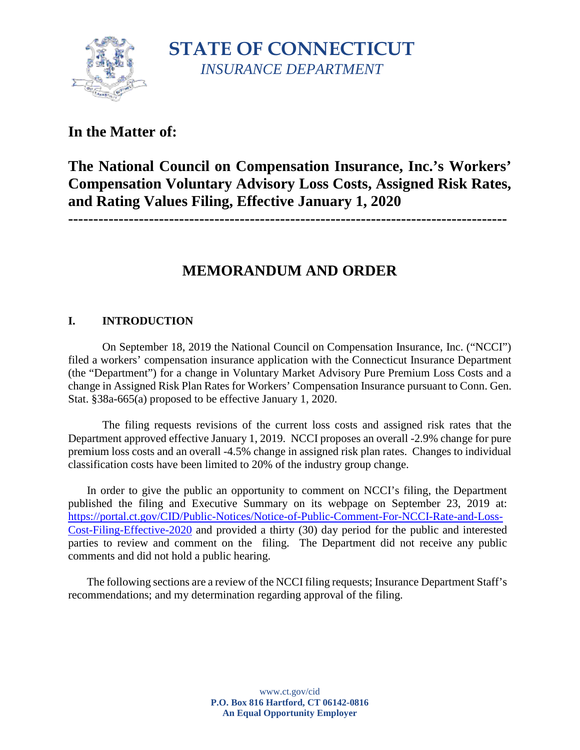# STATE OF CONNECTICUT

*INSURANCE DEPARTMENT*

**In the Matter of:**

**The National Council on Compensation Insurance, Inc.'s Workers' Compensation Voluntary Advisory Loss Costs, Assigned Risk Rates, and Rating Values Filing, Effective January 1, 2020**

---

## MEMORANDUM AND ORDER

### I. INTRODUCTION

On September 18, 2019 the National Council on Compensation Insurance, Inc. ("NCCI") filed a workers' compensation insurance application with the Connecticut Insurance Department (the "Department") for a change in Voluntary Market Advisory Pure Premium Loss Costs and a change in Assigned Risk Plan Rates for Workers' Compensation Insurance pursuant to Conn. Gen. Stat. §38a-665(a) proposed to be effective January 1, 2020.

The filing requests revisions of the current loss costs and assigned risk rates that the Department approved effective January 1, 2019. NCCI proposes an overall -2.9% change for pure premium loss costs and an overall -4.5% change in assigned risk plan rates. Changes to individual classification costs have been limited to 20% of the industry group change.

In order to give the public an opportunity to comment on NCCI's filing, the Department published the filing and Executive Summary on its webpage on September 23, 2019 at: https://portal.ct.gov/CID/Public-Notices/Notice-of-Public-Comment-For-NCCI-Rate-and-Loss-Cost-Filing-Effective-2020 and provided a thirty (30) day period for the public and interested parties to review and comment on the filing. The Department did not receive any public comments and did not hold a public hearing.

The following sections are a review of the NCCI filing requests; Insurance Department Staff's recommendations; and my determination regarding approval of the filing.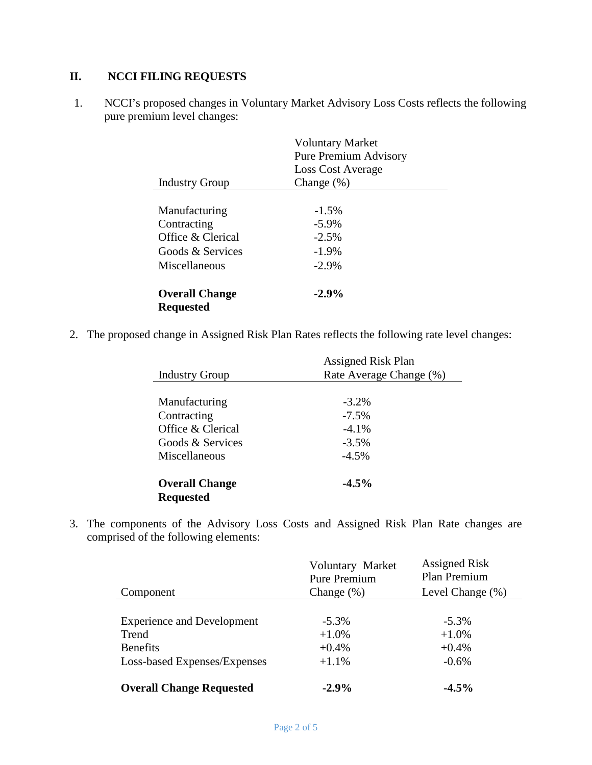## II. NCCI FILING REQUESTS

1. NCCI's proposed changes in Voluntary Market Advisory Loss Costs reflects the following pure premium level changes:

| Industry Group | Voluntary Market Pure Premium Advisory Loss Cost Average Change (%) |
|---|---|
| Manufacturing | -1.5% |
| Contracting | -5.9% |
| Office & Clerical | -2.5% |
| Goods & Services | -1.9% |
| Miscellaneous | -2.9% |
| **Overall Change Requested** | **-2.9%** |

2. The proposed change in Assigned Risk Plan Rates reflects the following rate level changes:

| Industry Group | Assigned Risk Plan Rate Average Change (%) |
|---|---|
| Manufacturing | -3.2% |
| Contracting | -7.5% |
| Office & Clerical | -4.1% |
| Goods & Services | -3.5% |
| Miscellaneous | -4.5% |
| **Overall Change Requested** | **-4.5%** |

3. The components of the Advisory Loss Costs and Assigned Risk Plan Rate changes are comprised of the following elements:

| Component | Voluntary Market Pure Premium Change (%) | Assigned Risk Plan Premium Level Change (%) |
|---|---|---|
| Experience and Development | -5.3% | -5.3% |
| Trend | +1.0% | +1.0% |
| Benefits | +0.4% | +0.4% |
| Loss-based Expenses/Expenses | +1.1% | -0.6% |
| **Overall Change Requested** | **-2.9%** | **-4.5%** |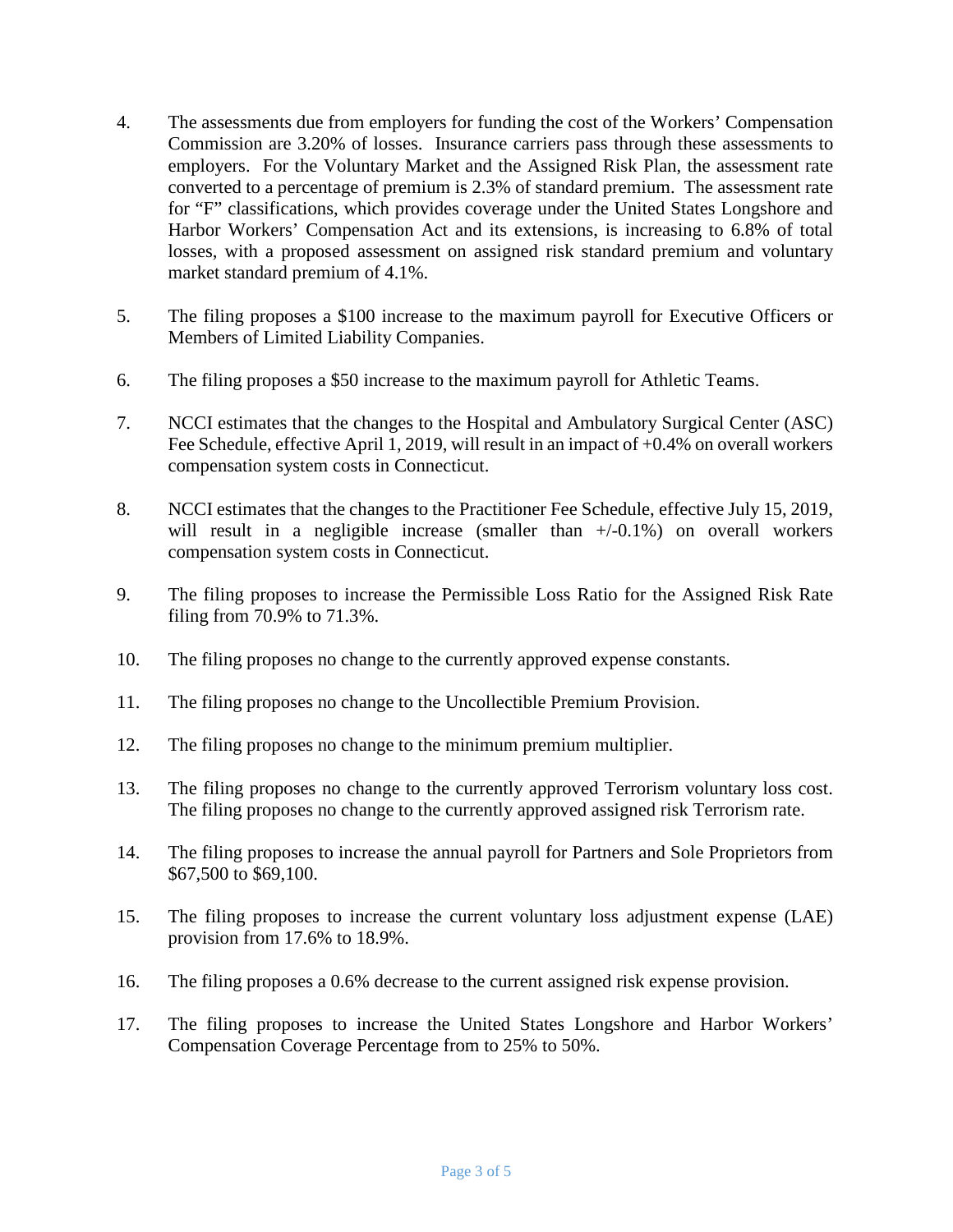4. The assessments due from employers for funding the cost of the Workers' Compensation Commission are 3.20% of losses. Insurance carriers pass through these assessments to employers. For the Voluntary Market and the Assigned Risk Plan, the assessment rate converted to a percentage of premium is 2.3% of standard premium. The assessment rate for "F" classifications, which provides coverage under the United States Longshore and Harbor Workers' Compensation Act and its extensions, is increasing to 6.8% of total losses, with a proposed assessment on assigned risk standard premium and voluntary market standard premium of 4.1%.

5. The filing proposes a $100 increase to the maximum payroll for Executive Officers or Members of Limited Liability Companies.

6. The filing proposes a $50 increase to the maximum payroll for Athletic Teams.

7. NCCI estimates that the changes to the Hospital and Ambulatory Surgical Center (ASC) Fee Schedule, effective April 1, 2019, will result in an impact of +0.4% on overall workers compensation system costs in Connecticut.

8. NCCI estimates that the changes to the Practitioner Fee Schedule, effective July 15, 2019, will result in a negligible increase (smaller than +/-0.1%) on overall workers compensation system costs in Connecticut.

9. The filing proposes to increase the Permissible Loss Ratio for the Assigned Risk Rate filing from 70.9% to 71.3%.

10. The filing proposes no change to the currently approved expense constants.

11. The filing proposes no change to the Uncollectible Premium Provision.

12. The filing proposes no change to the minimum premium multiplier.

13. The filing proposes no change to the currently approved Terrorism voluntary loss cost. The filing proposes no change to the currently approved assigned risk Terrorism rate.

14. The filing proposes to increase the annual payroll for Partners and Sole Proprietors from $67,500 to $69,100.

15. The filing proposes to increase the current voluntary loss adjustment expense (LAE) provision from 17.6% to 18.9%.

16. The filing proposes a 0.6% decrease to the current assigned risk expense provision.

17. The filing proposes to increase the United States Longshore and Harbor Workers' Compensation Coverage Percentage from to 25% to 50%.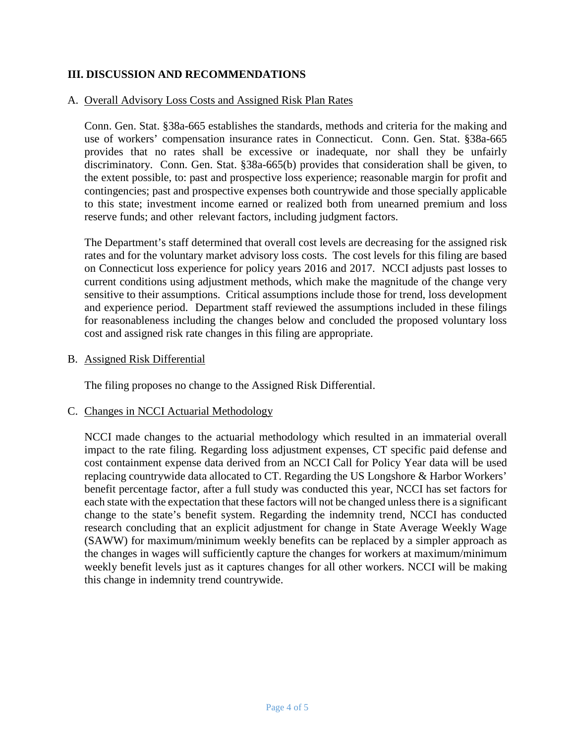## III. DISCUSSION AND RECOMMENDATIONS

A. Overall Advisory Loss Costs and Assigned Risk Plan Rates

Conn. Gen. Stat. §38a-665 establishes the standards, methods and criteria for the making and use of workers' compensation insurance rates in Connecticut. Conn. Gen. Stat. §38a-665 provides that no rates shall be excessive or inadequate, nor shall they be unfairly discriminatory. Conn. Gen. Stat. §38a-665(b) provides that consideration shall be given, to the extent possible, to: past and prospective loss experience; reasonable margin for profit and contingencies; past and prospective expenses both countrywide and those specially applicable to this state; investment income earned or realized both from unearned premium and loss reserve funds; and other relevant factors, including judgment factors.

The Department's staff determined that overall cost levels are decreasing for the assigned risk rates and for the voluntary market advisory loss costs. The cost levels for this filing are based on Connecticut loss experience for policy years 2016 and 2017. NCCI adjusts past losses to current conditions using adjustment methods, which make the magnitude of the change very sensitive to their assumptions. Critical assumptions include those for trend, loss development and experience period. Department staff reviewed the assumptions included in these filings for reasonableness including the changes below and concluded the proposed voluntary loss cost and assigned risk rate changes in this filing are appropriate.

B. Assigned Risk Differential

The filing proposes no change to the Assigned Risk Differential.

C. Changes in NCCI Actuarial Methodology

NCCI made changes to the actuarial methodology which resulted in an immaterial overall impact to the rate filing. Regarding loss adjustment expenses, CT specific paid defense and cost containment expense data derived from an NCCI Call for Policy Year data will be used replacing countrywide data allocated to CT. Regarding the US Longshore & Harbor Workers' benefit percentage factor, after a full study was conducted this year, NCCI has set factors for each state with the expectation that these factors will not be changed unless there is a significant change to the state's benefit system. Regarding the indemnity trend, NCCI has conducted research concluding that an explicit adjustment for change in State Average Weekly Wage (SAWW) for maximum/minimum weekly benefits can be replaced by a simpler approach as the changes in wages will sufficiently capture the changes for workers at maximum/minimum weekly benefit levels just as it captures changes for all other workers. NCCI will be making this change in indemnity trend countrywide.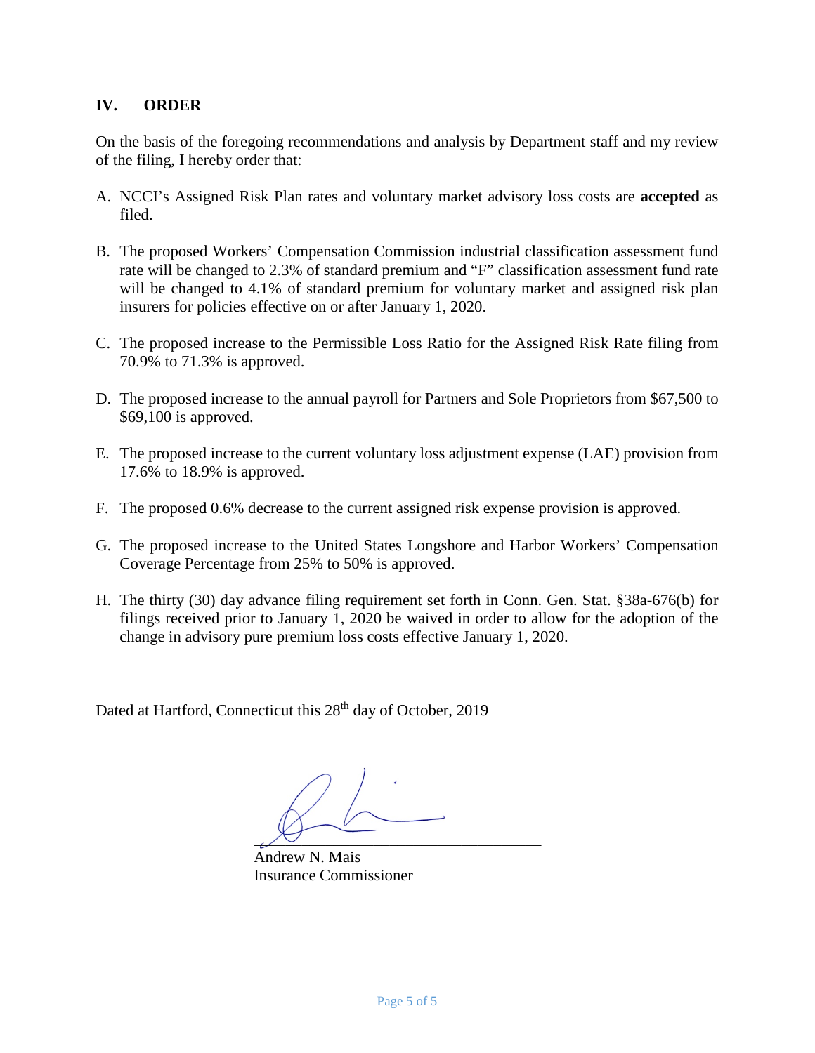## IV. ORDER

On the basis of the foregoing recommendations and analysis by Department staff and my review of the filing, I hereby order that:

A. NCCI's Assigned Risk Plan rates and voluntary market advisory loss costs are **accepted** as filed.

B. The proposed Workers' Compensation Commission industrial classification assessment fund rate will be changed to 2.3% of standard premium and "F" classification assessment fund rate will be changed to 4.1% of standard premium for voluntary market and assigned risk plan insurers for policies effective on or after January 1, 2020.

C. The proposed increase to the Permissible Loss Ratio for the Assigned Risk Rate filing from 70.9% to 71.3% is approved.

D. The proposed increase to the annual payroll for Partners and Sole Proprietors from $67,500 to $69,100 is approved.

E. The proposed increase to the current voluntary loss adjustment expense (LAE) provision from 17.6% to 18.9% is approved.

F. The proposed 0.6% decrease to the current assigned risk expense provision is approved.

G. The proposed increase to the United States Longshore and Harbor Workers' Compensation Coverage Percentage from 25% to 50% is approved.

H. The thirty (30) day advance filing requirement set forth in Conn. Gen. Stat. §38a-676(b) for filings received prior to January 1, 2020 be waived in order to allow for the adoption of the change in advisory pure premium loss costs effective January 1, 2020.

Dated at Hartford, Connecticut this 28th day of October, 2019

Andrew N. Mais
Insurance Commissioner